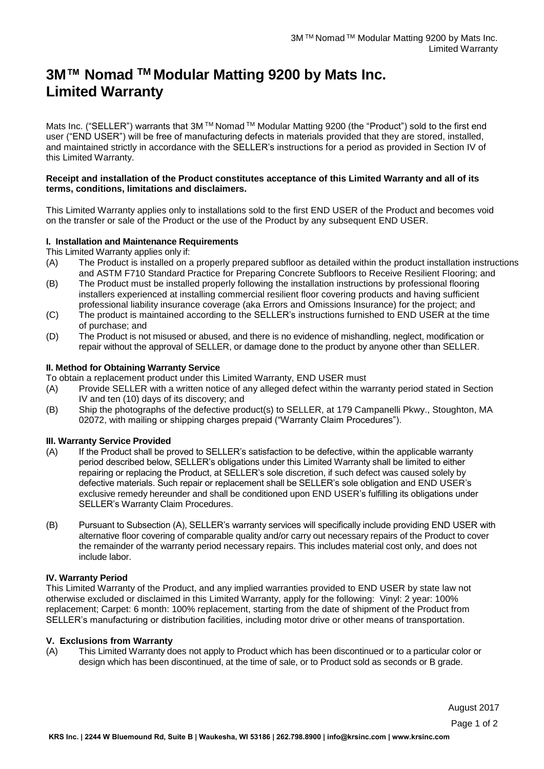# 3M™ Nomad ™ Modular Matting 9200 by Mats Inc. Limited Warranty

Mats Inc. ("SELLER") warrants that 3M ™ Nomad ™ Modular Matting 9200 (the "Product") sold to the first end user ("END USER") will be free of manufacturing defects in materials provided that they are stored, installed, and maintained strictly in accordance with the SELLER's instructions for a period as provided in Section IV of this Limited Warranty.

**Receipt and installation of the Product constitutes acceptance of this Limited Warranty and all of its terms, conditions, limitations and disclaimers.**

This Limited Warranty applies only to installations sold to the first END USER of the Product and becomes void on the transfer or sale of the Product or the use of the Product by any subsequent END USER.

### I. Installation and Maintenance Requirements

This Limited Warranty applies only if:

(A) The Product is installed on a properly prepared subfloor as detailed within the product installation instructions and ASTM F710 Standard Practice for Preparing Concrete Subfloors to Receive Resilient Flooring; and

(B) The Product must be installed properly following the installation instructions by professional flooring installers experienced at installing commercial resilient floor covering products and having sufficient professional liability insurance coverage (aka Errors and Omissions Insurance) for the project; and

(C) The product is maintained according to the SELLER's instructions furnished to END USER at the time of purchase; and

(D) The Product is not misused or abused, and there is no evidence of mishandling, neglect, modification or repair without the approval of SELLER, or damage done to the product by anyone other than SELLER.

### II. Method for Obtaining Warranty Service

To obtain a replacement product under this Limited Warranty, END USER must

(A) Provide SELLER with a written notice of any alleged defect within the warranty period stated in Section IV and ten (10) days of its discovery; and

(B) Ship the photographs of the defective product(s) to SELLER, at 179 Campanelli Pkwy., Stoughton, MA 02072, with mailing or shipping charges prepaid ("Warranty Claim Procedures").

### III. Warranty Service Provided

(A) If the Product shall be proved to SELLER's satisfaction to be defective, within the applicable warranty period described below, SELLER's obligations under this Limited Warranty shall be limited to either repairing or replacing the Product, at SELLER's sole discretion, if such defect was caused solely by defective materials. Such repair or replacement shall be SELLER's sole obligation and END USER's exclusive remedy hereunder and shall be conditioned upon END USER's fulfilling its obligations under SELLER's Warranty Claim Procedures.

(B) Pursuant to Subsection (A), SELLER's warranty services will specifically include providing END USER with alternative floor covering of comparable quality and/or carry out necessary repairs of the Product to cover the remainder of the warranty period necessary repairs. This includes material cost only, and does not include labor.

### IV. Warranty Period

This Limited Warranty of the Product, and any implied warranties provided to END USER by state law not otherwise excluded or disclaimed in this Limited Warranty, apply for the following: Vinyl: 2 year: 100% replacement; Carpet: 6 month: 100% replacement, starting from the date of shipment of the Product from SELLER's manufacturing or distribution facilities, including motor drive or other means of transportation.

### V. Exclusions from Warranty

(A) This Limited Warranty does not apply to Product which has been discontinued or to a particular color or design which has been discontinued, at the time of sale, or to Product sold as seconds or B grade.

August 2017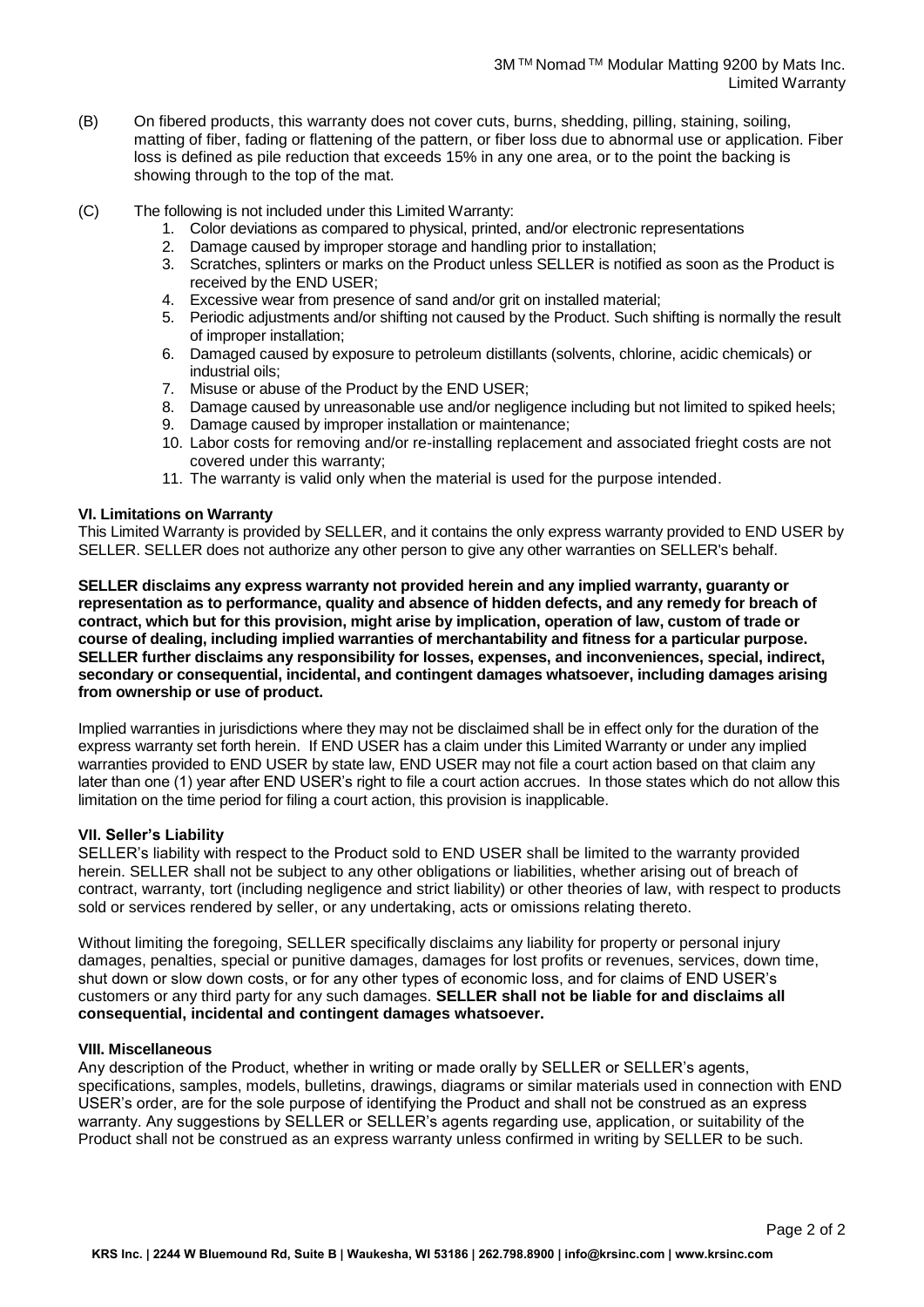(B) On fibered products, this warranty does not cover cuts, burns, shedding, pilling, staining, soiling, matting of fiber, fading or flattening of the pattern, or fiber loss due to abnormal use or application. Fiber loss is defined as pile reduction that exceeds 15% in any one area, or to the point the backing is showing through to the top of the mat.

(C) The following is not included under this Limited Warranty:

1. Color deviations as compared to physical, printed, and/or electronic representations
2. Damage caused by improper storage and handling prior to installation;
3. Scratches, splinters or marks on the Product unless SELLER is notified as soon as the Product is received by the END USER;
4. Excessive wear from presence of sand and/or grit on installed material;
5. Periodic adjustments and/or shifting not caused by the Product. Such shifting is normally the result of improper installation;
6. Damaged caused by exposure to petroleum distillants (solvents, chlorine, acidic chemicals) or industrial oils;
7. Misuse or abuse of the Product by the END USER;
8. Damage caused by unreasonable use and/or negligence including but not limited to spiked heels;
9. Damage caused by improper installation or maintenance;
10. Labor costs for removing and/or re-installing replacement and associated frieght costs are not covered under this warranty;
11. The warranty is valid only when the material is used for the purpose intended.

### VI. Limitations on Warranty

This Limited Warranty is provided by SELLER, and it contains the only express warranty provided to END USER by SELLER. SELLER does not authorize any other person to give any other warranties on SELLER's behalf.

**SELLER disclaims any express warranty not provided herein and any implied warranty, guaranty or representation as to performance, quality and absence of hidden defects, and any remedy for breach of contract, which but for this provision, might arise by implication, operation of law, custom of trade or course of dealing, including implied warranties of merchantability and fitness for a particular purpose. SELLER further disclaims any responsibility for losses, expenses, and inconveniences, special, indirect, secondary or consequential, incidental, and contingent damages whatsoever, including damages arising from ownership or use of product.**

Implied warranties in jurisdictions where they may not be disclaimed shall be in effect only for the duration of the express warranty set forth herein. If END USER has a claim under this Limited Warranty or under any implied warranties provided to END USER by state law, END USER may not file a court action based on that claim any later than one (1) year after END USER's right to file a court action accrues. In those states which do not allow this limitation on the time period for filing a court action, this provision is inapplicable.

### VII. Seller's Liability

SELLER's liability with respect to the Product sold to END USER shall be limited to the warranty provided herein. SELLER shall not be subject to any other obligations or liabilities, whether arising out of breach of contract, warranty, tort (including negligence and strict liability) or other theories of law, with respect to products sold or services rendered by seller, or any undertaking, acts or omissions relating thereto.

Without limiting the foregoing, SELLER specifically disclaims any liability for property or personal injury damages, penalties, special or punitive damages, damages for lost profits or revenues, services, down time, shut down or slow down costs, or for any other types of economic loss, and for claims of END USER's customers or any third party for any such damages. **SELLER shall not be liable for and disclaims all consequential, incidental and contingent damages whatsoever.**

### VIII. Miscellaneous

Any description of the Product, whether in writing or made orally by SELLER or SELLER's agents, specifications, samples, models, bulletins, drawings, diagrams or similar materials used in connection with END USER's order, are for the sole purpose of identifying the Product and shall not be construed as an express warranty. Any suggestions by SELLER or SELLER's agents regarding use, application, or suitability of the Product shall not be construed as an express warranty unless confirmed in writing by SELLER to be such.